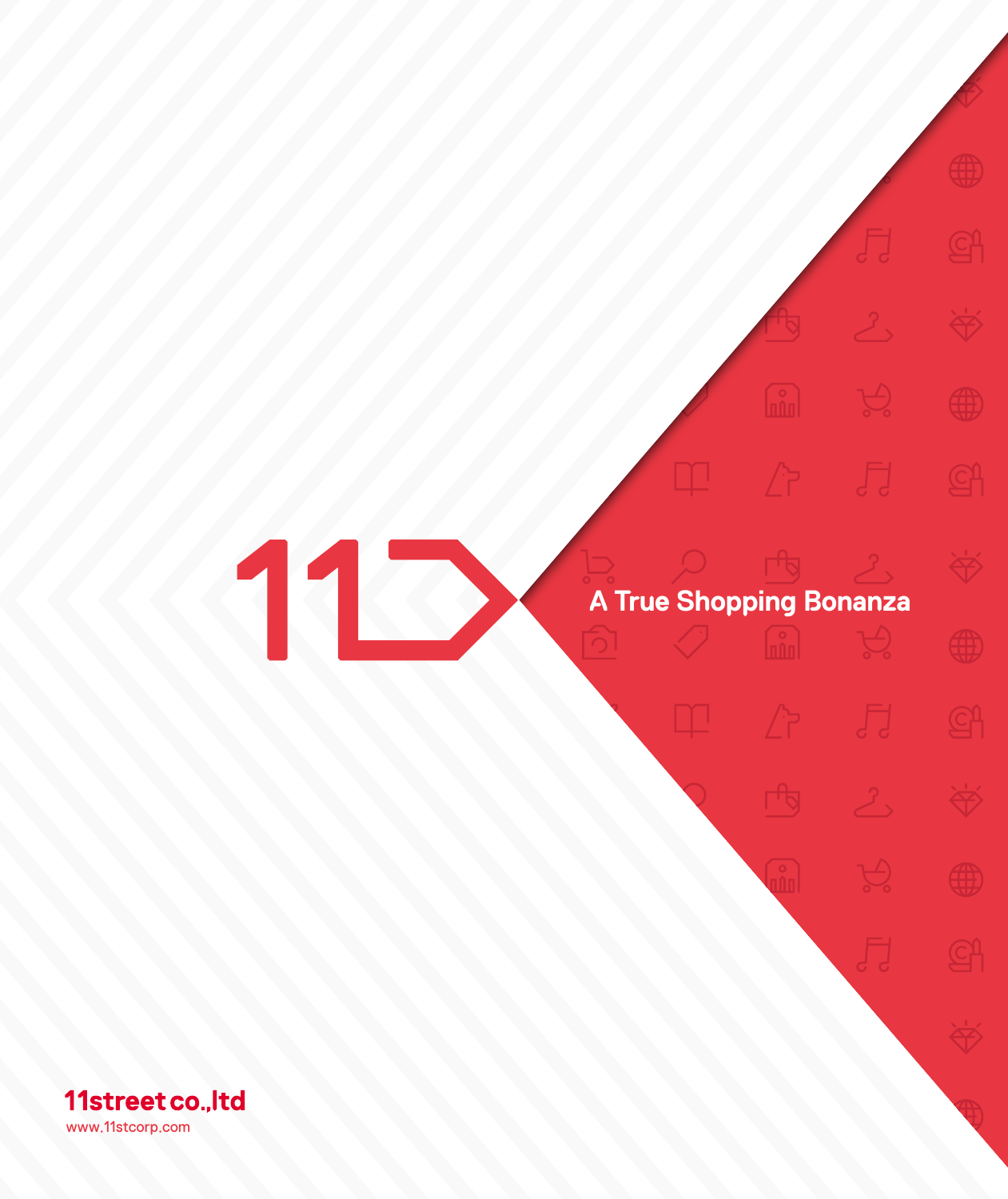A True Shopping Bonanza

11street co.,ltd

www.11stcorp.com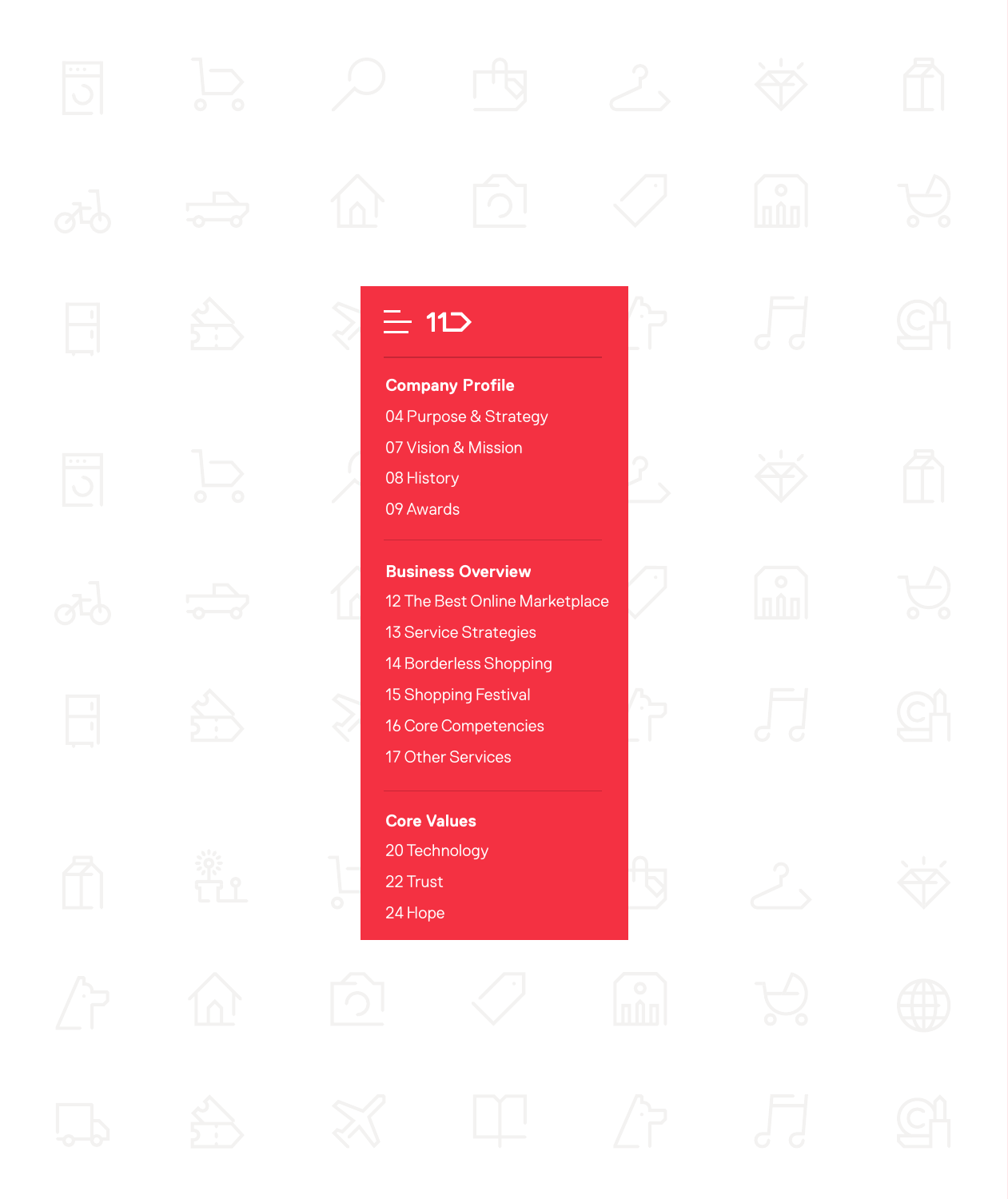## Company Profile

04 Purpose & Strategy

07 Vision & Mission

08 History

09 Awards

## Business Overview

12 The Best Online Marketplace

13 Service Strategies

14 Borderless Shopping

15 Shopping Festival

16 Core Competencies

17 Other Services

## Core Values

20 Technology

22 Trust

24 Hope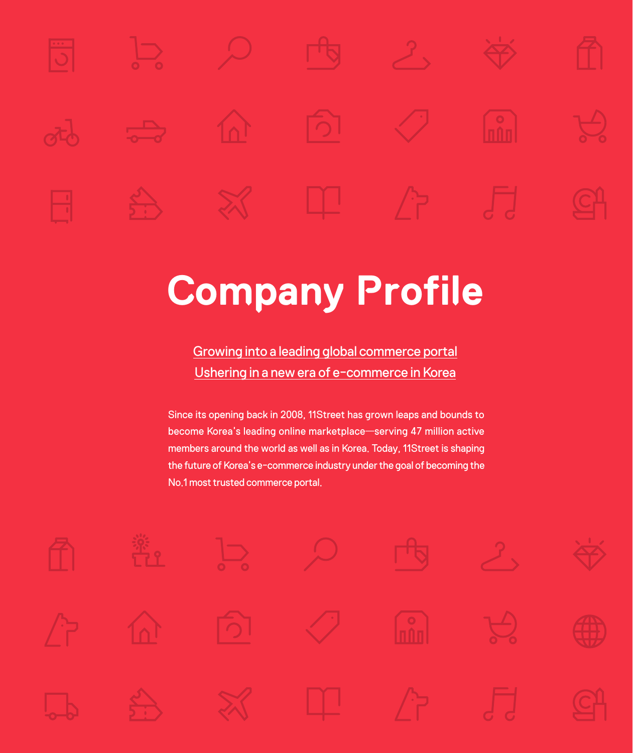# Company Profile

Growing into a leading global commerce portal
Ushering in a new era of e-commerce in Korea

Since its opening back in 2008, 11Street has grown leaps and bounds to become Korea's leading online marketplace—serving 47 million active members around the world as well as in Korea. Today, 11Street is shaping the future of Korea's e-commerce industry under the goal of becoming the No.1 most trusted commerce portal.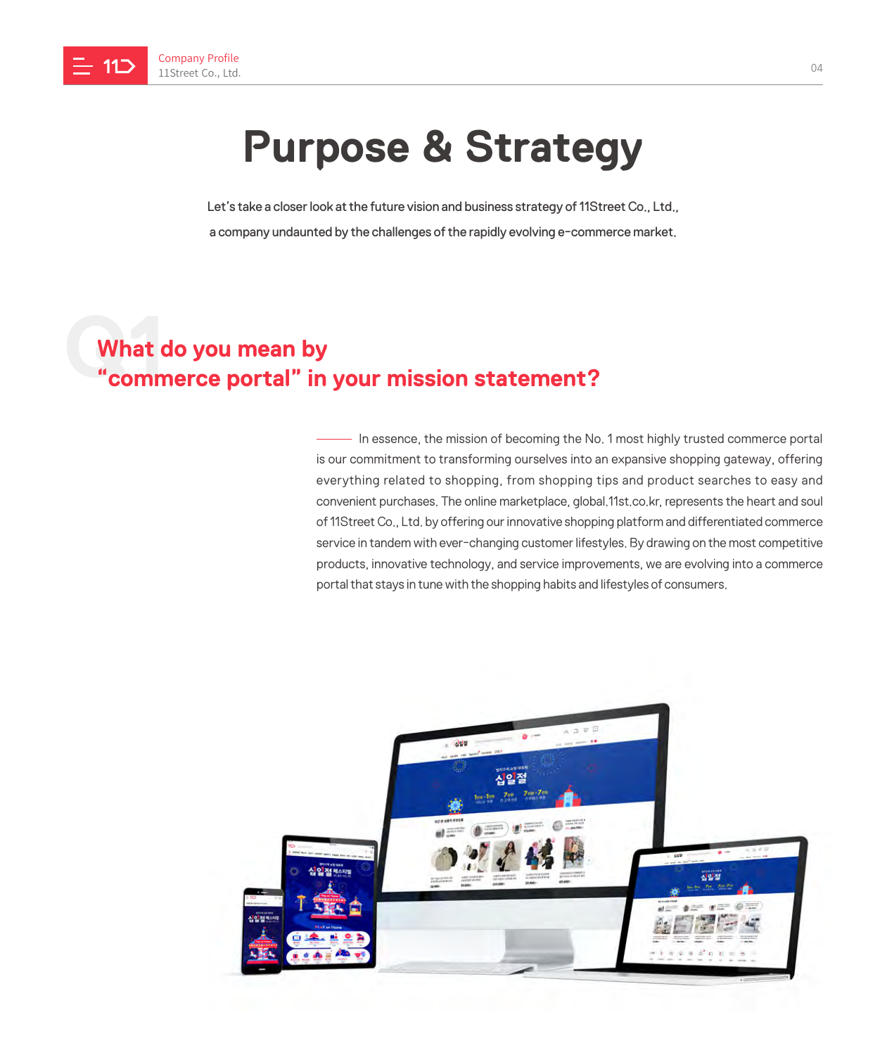# Purpose & Strategy

Let's take a closer look at the future vision and business strategy of 11Street Co., Ltd., a company undaunted by the challenges of the rapidly evolving e-commerce market.

## Q1 What do you mean by "commerce portal" in your mission statement?

In essence, the mission of becoming the No. 1 most highly trusted commerce portal is our commitment to transforming ourselves into an expansive shopping gateway, offering everything related to shopping, from shopping tips and product searches to easy and convenient purchases. The online marketplace, global.11st.co.kr, represents the heart and soul of 11Street Co., Ltd. by offering our innovative shopping platform and differentiated commerce service in tandem with ever-changing customer lifestyles. By drawing on the most competitive products, innovative technology, and service improvements, we are evolving into a commerce portal that stays in tune with the shopping habits and lifestyles of consumers.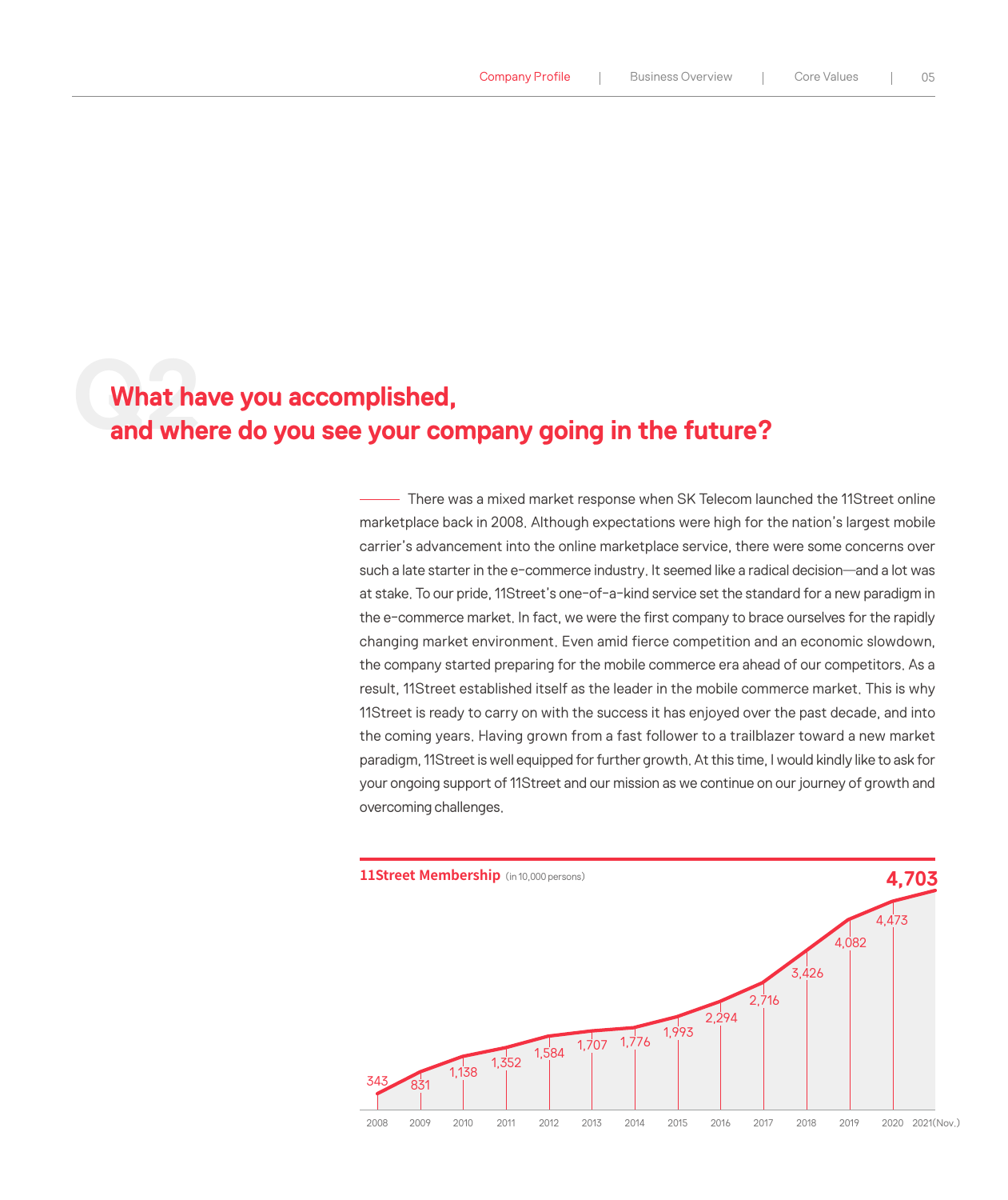## Q2 What have you accomplished, and where do you see your company going in the future?

There was a mixed market response when SK Telecom launched the 11Street online marketplace back in 2008. Although expectations were high for the nation's largest mobile carrier's advancement into the online marketplace service, there were some concerns over such a late starter in the e-commerce industry. It seemed like a radical decision—and a lot was at stake. To our pride, 11Street's one-of-a-kind service set the standard for a new paradigm in the e-commerce market. In fact, we were the first company to brace ourselves for the rapidly changing market environment. Even amid fierce competition and an economic slowdown, the company started preparing for the mobile commerce era ahead of our competitors. As a result, 11Street established itself as the leader in the mobile commerce market. This is why 11Street is ready to carry on with the success it has enjoyed over the past decade, and into the coming years. Having grown from a fast follower to a trailblazer toward a new market paradigm, 11Street is well equipped for further growth. At this time, I would kindly like to ask for your ongoing support of 11Street and our mission as we continue on our journey of growth and overcoming challenges.

**11Street Membership** (in 10,000 persons)

| Year | Membership |
|---|---|
| 2008 | 343 |
| 2009 | 831 |
| 2010 | 1,138 |
| 2011 | 1,352 |
| 2012 | 1,584 |
| 2013 | 1,707 |
| 2014 | 1,776 |
| 2015 | 1,993 |
| 2016 | 2,294 |
| 2017 | 2,716 |
| 2018 | 3,426 |
| 2019 | 4,082 |
| 2020 | 4,473 |
| 2021(Nov.) | 4,703 |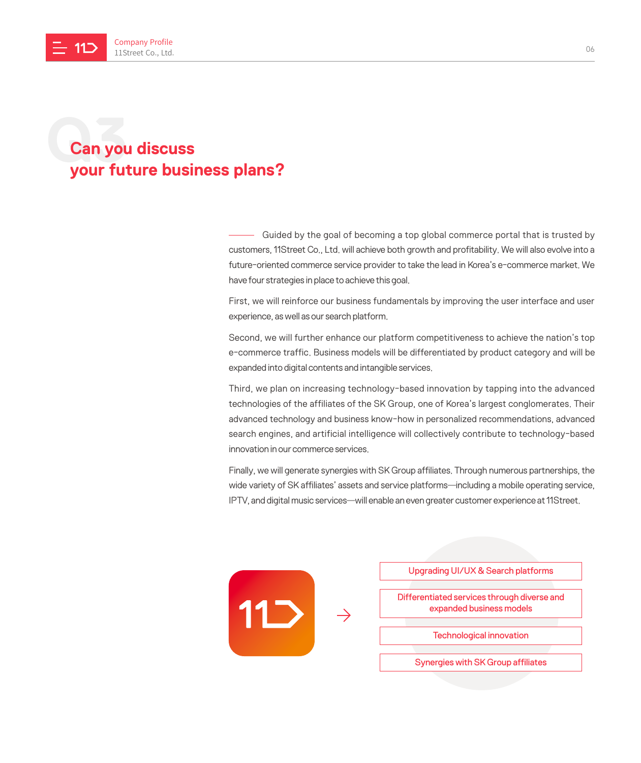# Q3 Can you discuss your future business plans?

Guided by the goal of becoming a top global commerce portal that is trusted by customers, 11Street Co., Ltd. will achieve both growth and profitability. We will also evolve into a future-oriented commerce service provider to take the lead in Korea's e-commerce market. We have four strategies in place to achieve this goal.

First, we will reinforce our business fundamentals by improving the user interface and user experience, as well as our search platform.

Second, we will further enhance our platform competitiveness to achieve the nation's top e-commerce traffic. Business models will be differentiated by product category and will be expanded into digital contents and intangible services.

Third, we plan on increasing technology-based innovation by tapping into the advanced technologies of the affiliates of the SK Group, one of Korea's largest conglomerates. Their advanced technology and business know-how in personalized recommendations, advanced search engines, and artificial intelligence will collectively contribute to technology-based innovation in our commerce services.

Finally, we will generate synergies with SK Group affiliates. Through numerous partnerships, the wide variety of SK affiliates' assets and service platforms—including a mobile operating service, IPTV, and digital music services—will enable an even greater customer experience at 11Street.

- Upgrading UI/UX & Search platforms
- Differentiated services through diverse and expanded business models
- Technological innovation
- Synergies with SK Group affiliates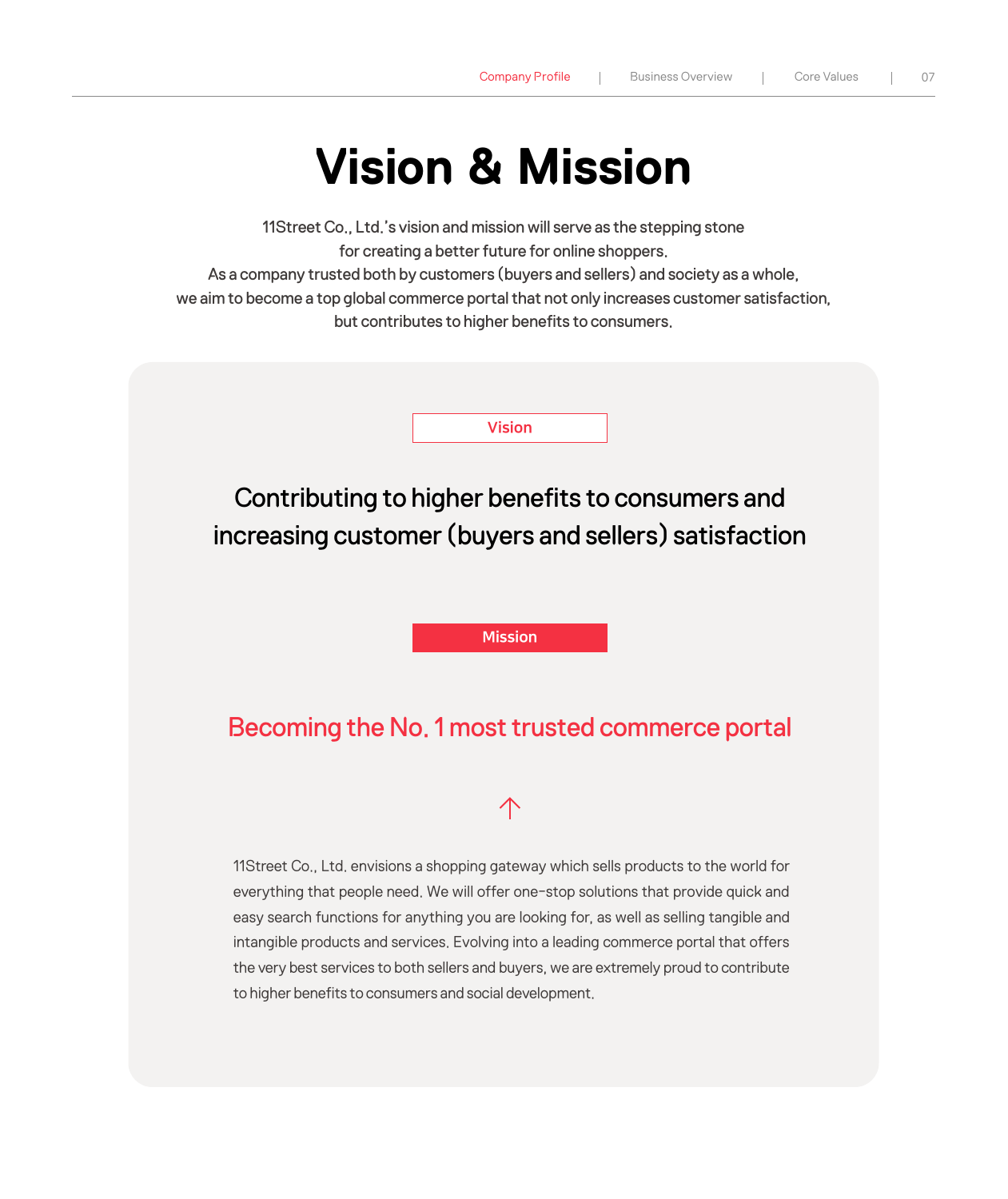# Vision & Mission

11Street Co., Ltd.'s vision and mission will serve as the stepping stone
for creating a better future for online shoppers.
As a company trusted both by customers (buyers and sellers) and society as a whole,
we aim to become a top global commerce portal that not only increases customer satisfaction,
but contributes to higher benefits to consumers.

## Vision

**Contributing to higher benefits to consumers and increasing customer (buyers and sellers) satisfaction**

## Mission

**Becoming the No. 1 most trusted commerce portal**

↑

11Street Co., Ltd. envisions a shopping gateway which sells products to the world for everything that people need. We will offer one-stop solutions that provide quick and easy search functions for anything you are looking for, as well as selling tangible and intangible products and services. Evolving into a leading commerce portal that offers the very best services to both sellers and buyers, we are extremely proud to contribute to higher benefits to consumers and social development.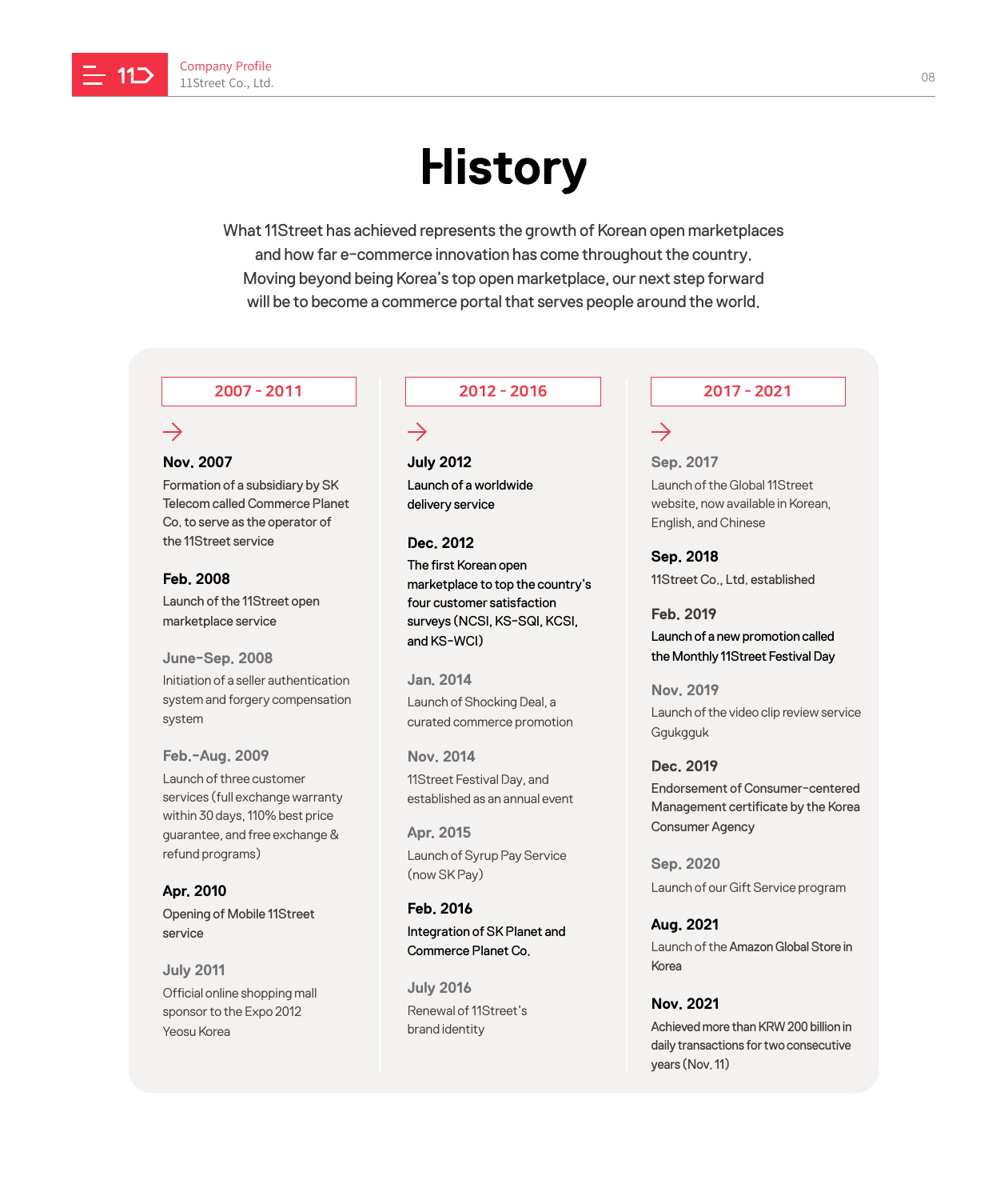# History

What 11Street has achieved represents the growth of Korean open marketplaces and how far e-commerce innovation has come throughout the country. Moving beyond being Korea's top open marketplace, our next step forward will be to become a commerce portal that serves people around the world.

## 2007 - 2011

**Nov. 2007**
Formation of a subsidiary by SK Telecom called Commerce Planet Co. to serve as the operator of the 11Street service

**Feb. 2008**
Launch of the 11Street open marketplace service

**June-Sep. 2008**
Initiation of a seller authentication system and forgery compensation system

**Feb.-Aug. 2009**
Launch of three customer services (full exchange warranty within 30 days, 110% best price guarantee, and free exchange & refund programs)

**Apr. 2010**
Opening of Mobile 11Street service

**July 2011**
Official online shopping mall sponsor to the Expo 2012 Yeosu Korea

## 2012 - 2016

**July 2012**
Launch of a worldwide delivery service

**Dec. 2012**
The first Korean open marketplace to top the country's four customer satisfaction surveys (NCSI, KS-SQI, KCSI, and KS-WCI)

**Jan. 2014**
Launch of Shocking Deal, a curated commerce promotion

**Nov. 2014**
11Street Festival Day, and established as an annual event

**Apr. 2015**
Launch of Syrup Pay Service (now SK Pay)

**Feb. 2016**
Integration of SK Planet and Commerce Planet Co.

**July 2016**
Renewal of 11Street's brand identity

## 2017 - 2021

**Sep. 2017**
Launch of the Global 11Street website, now available in Korean, English, and Chinese

**Sep. 2018**
11Street Co., Ltd. established

**Feb. 2019**
Launch of a new promotion called the Monthly 11Street Festival Day

**Nov. 2019**
Launch of the video clip review service Ggukgguk

**Dec. 2019**
Endorsement of Consumer-centered Management certificate by the Korea Consumer Agency

**Sep. 2020**
Launch of our Gift Service program

**Aug. 2021**
Launch of the Amazon Global Store in Korea

**Nov. 2021**
Achieved more than KRW 200 billion in daily transactions for two consecutive years (Nov. 11)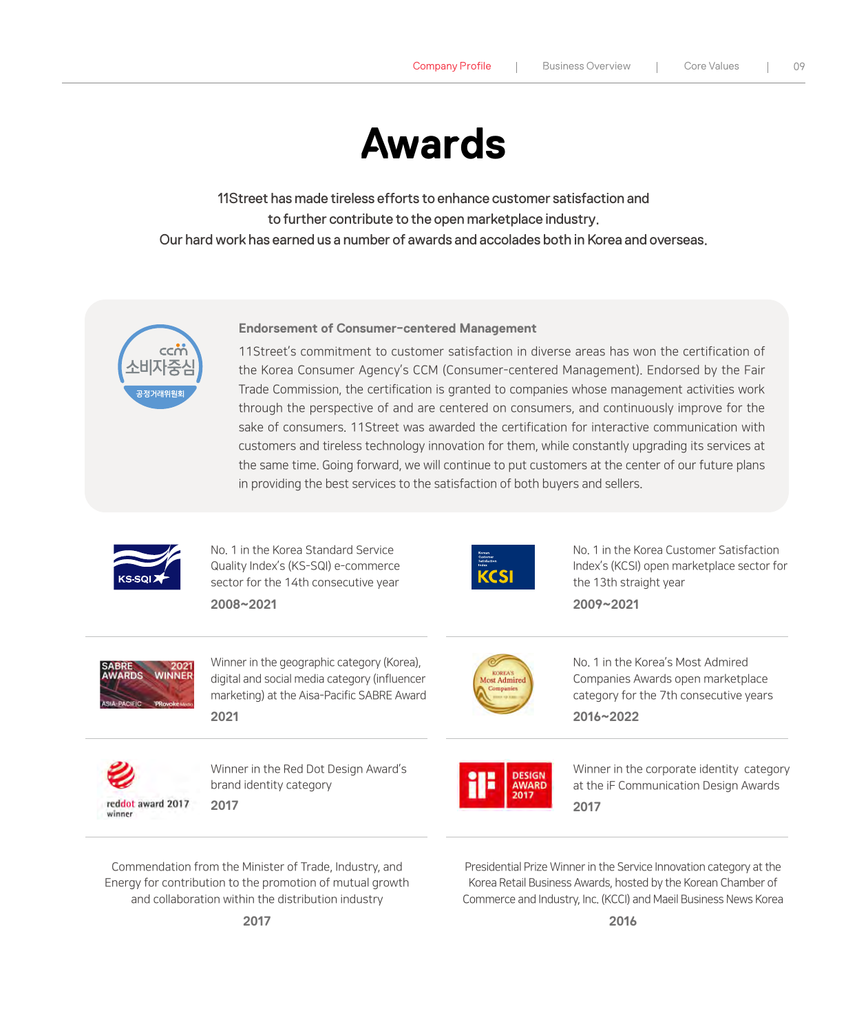# Awards

11Street has made tireless efforts to enhance customer satisfaction and to further contribute to the open marketplace industry.
Our hard work has earned us a number of awards and accolades both in Korea and overseas.

**Endorsement of Consumer-centered Management**

11Street's commitment to customer satisfaction in diverse areas has won the certification of the Korea Consumer Agency's CCM (Consumer-centered Management). Endorsed by the Fair Trade Commission, the certification is granted to companies whose management activities work through the perspective of and are centered on consumers, and continuously improve for the sake of consumers. 11Street was awarded the certification for interactive communication with customers and tireless technology innovation for them, while constantly upgrading its services at the same time. Going forward, we will continue to put customers at the center of our future plans in providing the best services to the satisfaction of both buyers and sellers.

No. 1 in the Korea Standard Service Quality Index's (KS-SQI) e-commerce sector for the 14th consecutive year

**2008~2021**

No. 1 in the Korea Customer Satisfaction Index's (KCSI) open marketplace sector for the 13th straight year

**2009~2021**

Winner in the geographic category (Korea), digital and social media category (influencer marketing) at the Aisa-Pacific SABRE Award

**2021**

No. 1 in the Korea's Most Admired Companies Awards open marketplace category for the 7th consecutive years

**2016~2022**

Winner in the Red Dot Design Award's brand identity category

**2017**

Winner in the corporate identity category at the iF Communication Design Awards

**2017**

Commendation from the Minister of Trade, Industry, and Energy for contribution to the promotion of mutual growth and collaboration within the distribution industry

**2017**

Presidential Prize Winner in the Service Innovation category at the Korea Retail Business Awards, hosted by the Korean Chamber of Commerce and Industry, Inc. (KCCI) and Maeil Business News Korea

**2016**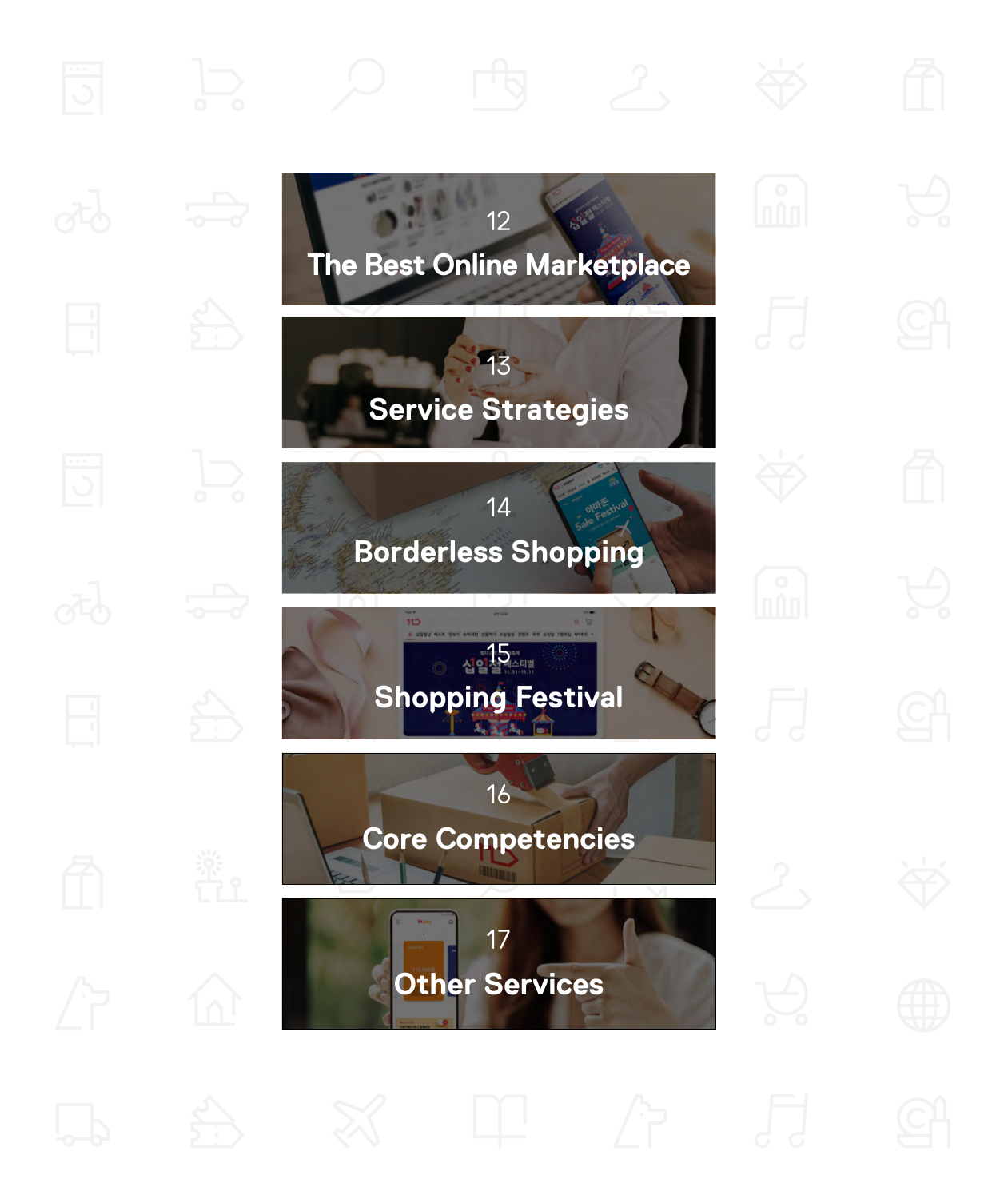12
The Best Online Marketplace

13
Service Strategies

14
Borderless Shopping

15
Shopping Festival

16
Core Competencies

17
Other Services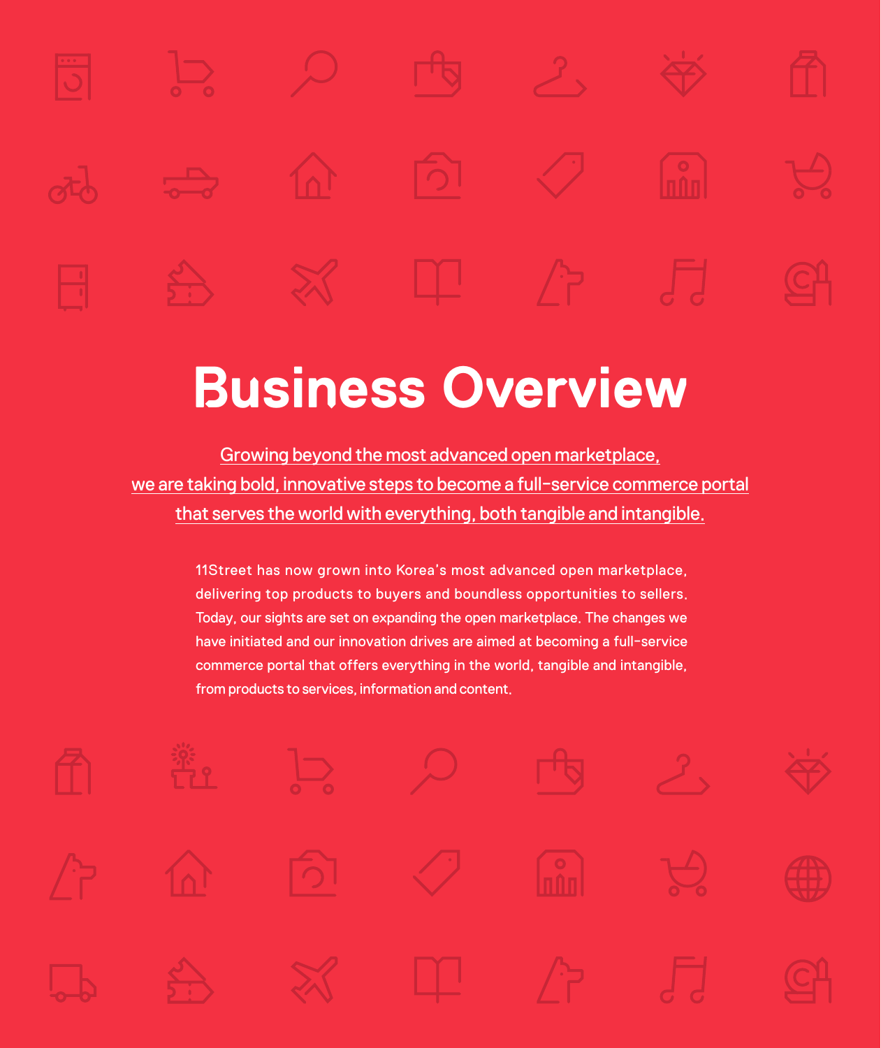# Business Overview

Growing beyond the most advanced open marketplace, we are taking bold, innovative steps to become a full-service commerce portal that serves the world with everything, both tangible and intangible.

11Street has now grown into Korea's most advanced open marketplace, delivering top products to buyers and boundless opportunities to sellers. Today, our sights are set on expanding the open marketplace. The changes we have initiated and our innovation drives are aimed at becoming a full-service commerce portal that offers everything in the world, tangible and intangible, from products to services, information and content.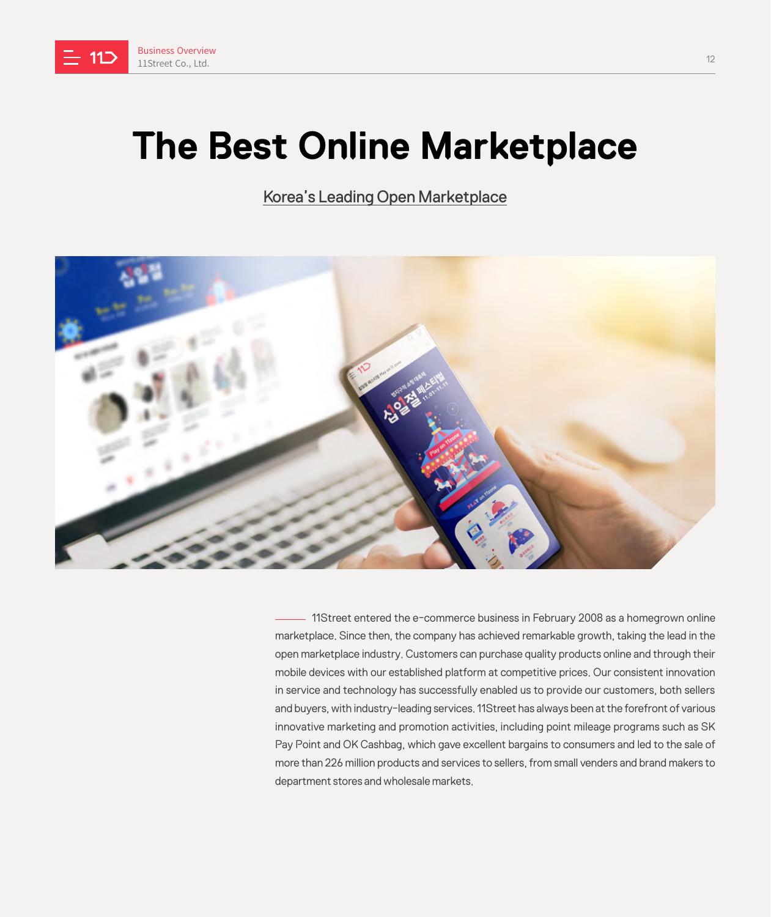# The Best Online Marketplace

## Korea's Leading Open Marketplace

11Street entered the e-commerce business in February 2008 as a homegrown online marketplace. Since then, the company has achieved remarkable growth, taking the lead in the open marketplace industry. Customers can purchase quality products online and through their mobile devices with our established platform at competitive prices. Our consistent innovation in service and technology has successfully enabled us to provide our customers, both sellers and buyers, with industry-leading services. 11Street has always been at the forefront of various innovative marketing and promotion activities, including point mileage programs such as SK Pay Point and OK Cashbag, which gave excellent bargains to consumers and led to the sale of more than 226 million products and services to sellers, from small venders and brand makers to department stores and wholesale markets.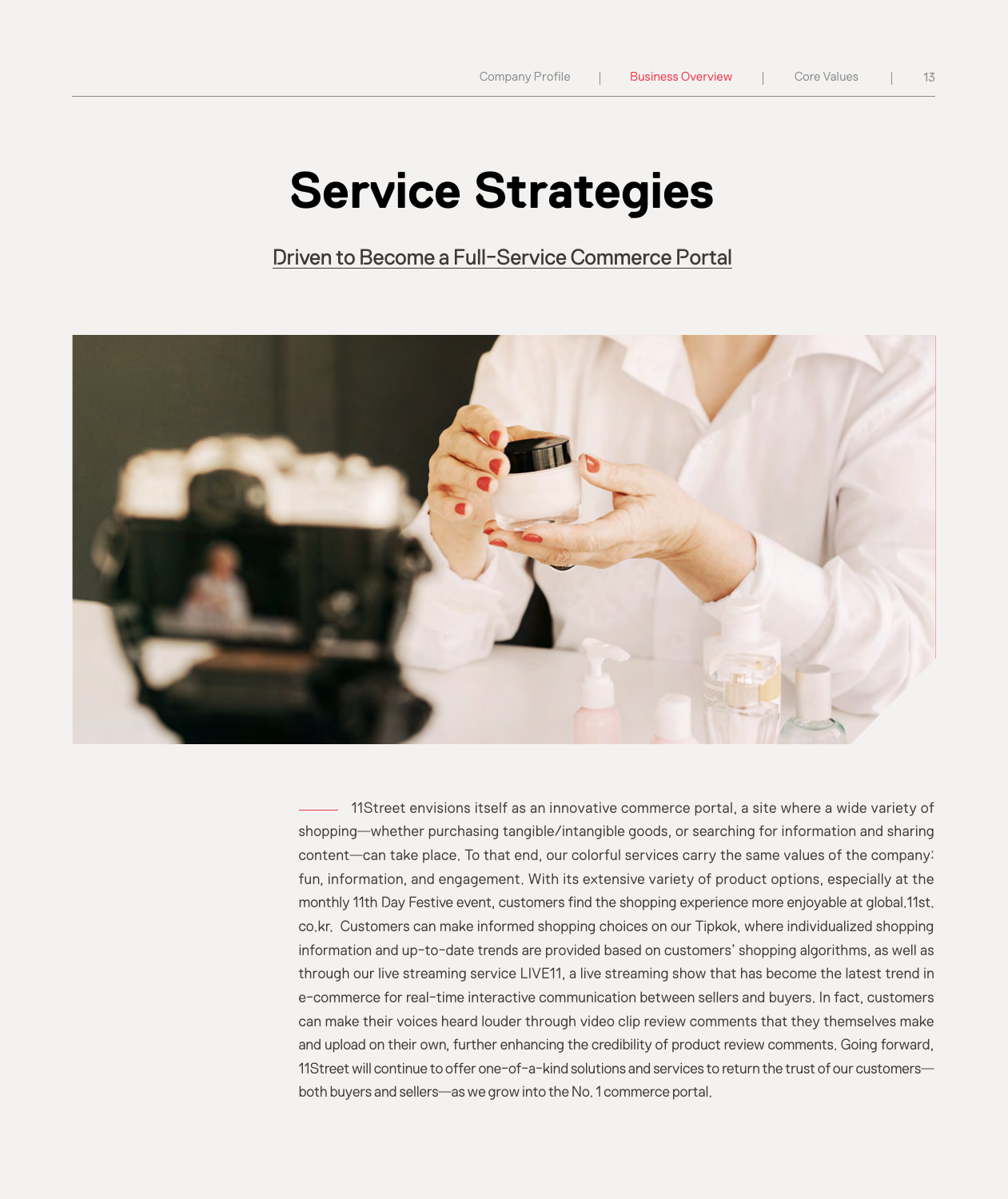# Service Strategies

## Driven to Become a Full-Service Commerce Portal

11Street envisions itself as an innovative commerce portal, a site where a wide variety of shopping—whether purchasing tangible/intangible goods, or searching for information and sharing content—can take place. To that end, our colorful services carry the same values of the company: fun, information, and engagement. With its extensive variety of product options, especially at the monthly 11th Day Festive event, customers find the shopping experience more enjoyable at global.11st.co.kr. Customers can make informed shopping choices on our Tipkok, where individualized shopping information and up-to-date trends are provided based on customers' shopping algorithms, as well as through our live streaming service LIVE11, a live streaming show that has become the latest trend in e-commerce for real-time interactive communication between sellers and buyers. In fact, customers can make their voices heard louder through video clip review comments that they themselves make and upload on their own, further enhancing the credibility of product review comments. Going forward, 11Street will continue to offer one-of-a-kind solutions and services to return the trust of our customers—both buyers and sellers—as we grow into the No. 1 commerce portal.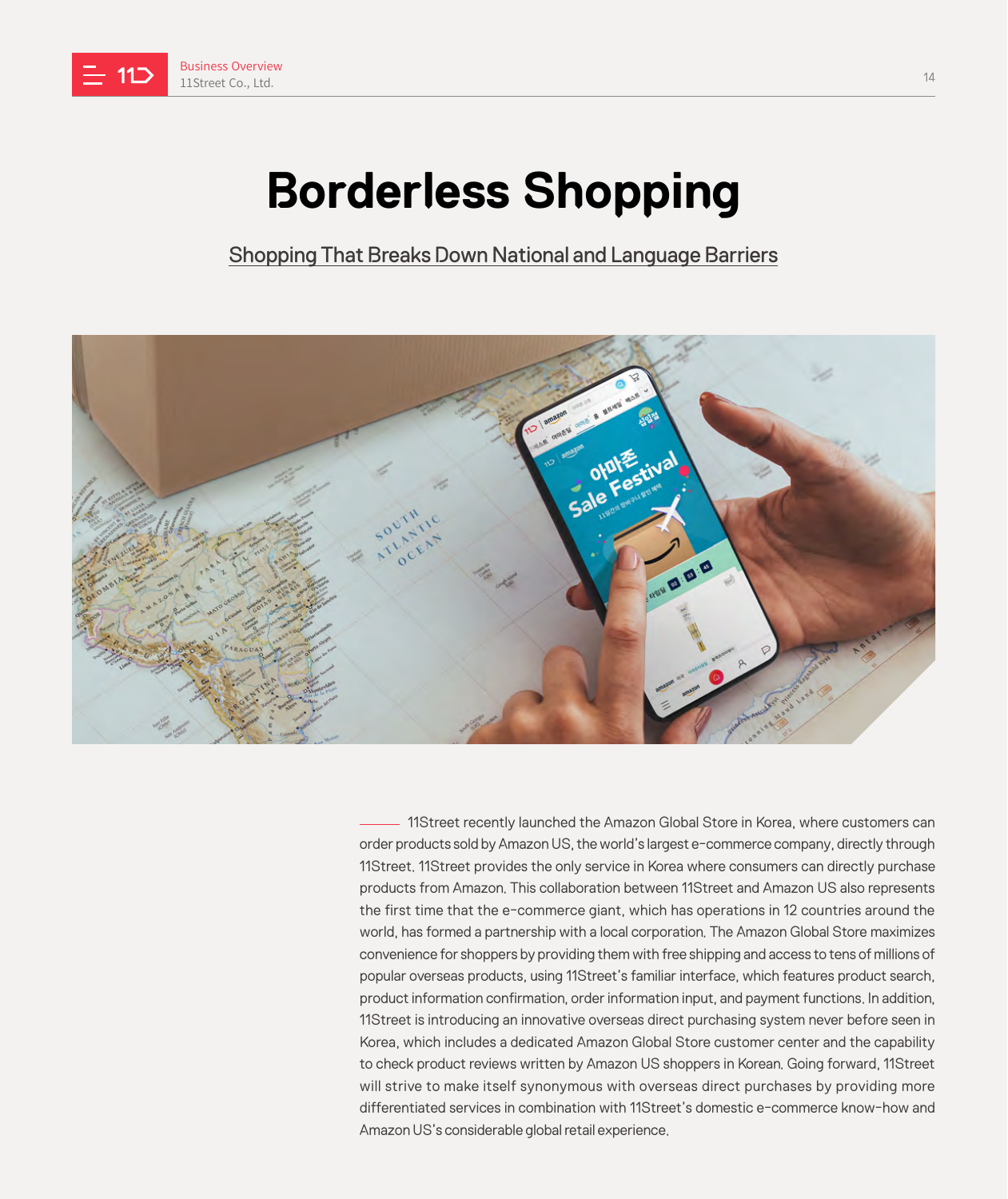# Borderless Shopping

## Shopping That Breaks Down National and Language Barriers

11Street recently launched the Amazon Global Store in Korea, where customers can order products sold by Amazon US, the world's largest e-commerce company, directly through 11Street. 11Street provides the only service in Korea where consumers can directly purchase products from Amazon. This collaboration between 11Street and Amazon US also represents the first time that the e-commerce giant, which has operations in 12 countries around the world, has formed a partnership with a local corporation. The Amazon Global Store maximizes convenience for shoppers by providing them with free shipping and access to tens of millions of popular overseas products, using 11Street's familiar interface, which features product search, product information confirmation, order information input, and payment functions. In addition, 11Street is introducing an innovative overseas direct purchasing system never before seen in Korea, which includes a dedicated Amazon Global Store customer center and the capability to check product reviews written by Amazon US shoppers in Korean. Going forward, 11Street will strive to make itself synonymous with overseas direct purchases by providing more differentiated services in combination with 11Street's domestic e-commerce know-how and Amazon US's considerable global retail experience.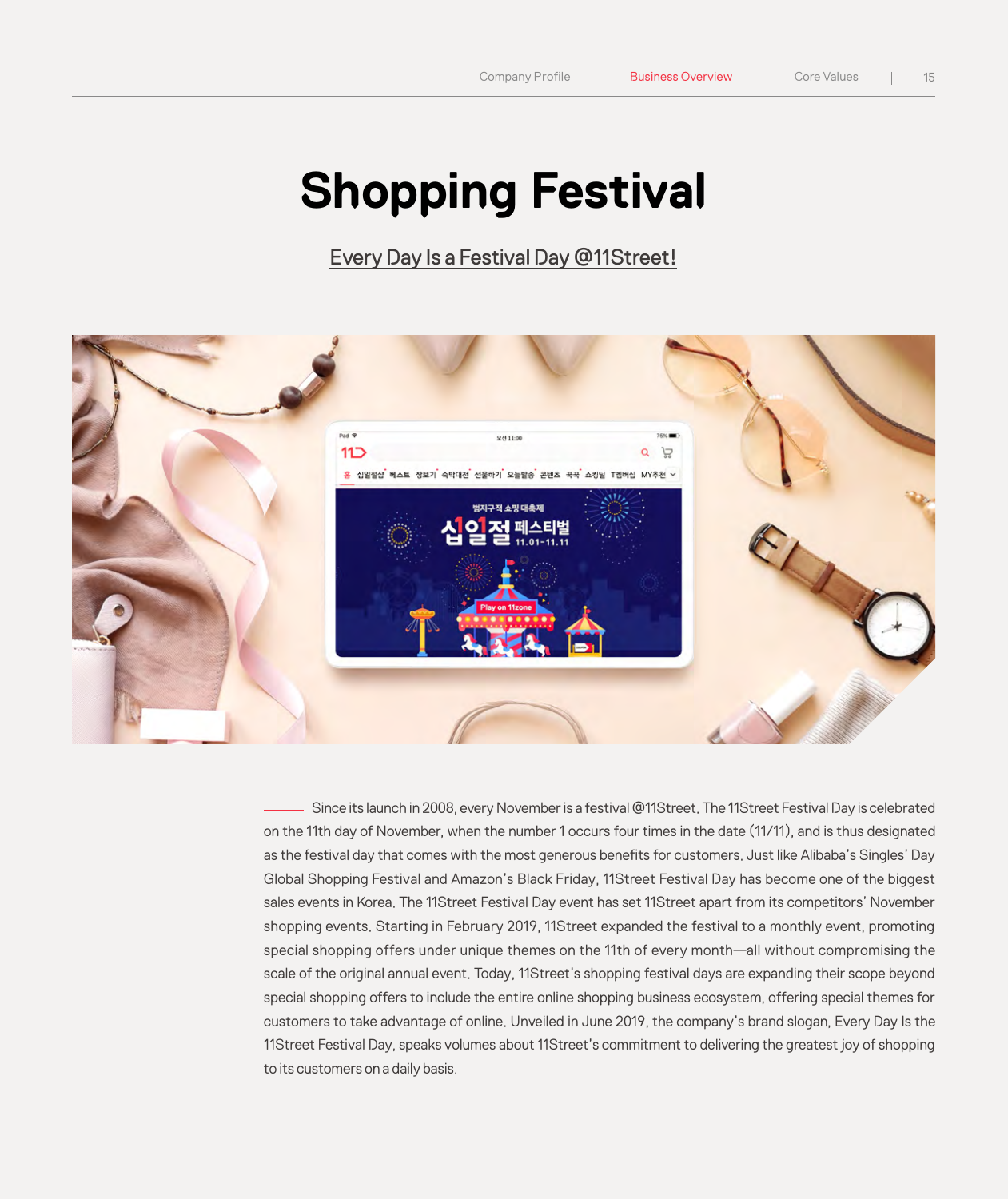# Shopping Festival

## Every Day Is a Festival Day @11Street!

Since its launch in 2008, every November is a festival @11Street. The 11Street Festival Day is celebrated on the 11th day of November, when the number 1 occurs four times in the date (11/11), and is thus designated as the festival day that comes with the most generous benefits for customers. Just like Alibaba's Singles' Day Global Shopping Festival and Amazon's Black Friday, 11Street Festival Day has become one of the biggest sales events in Korea. The 11Street Festival Day event has set 11Street apart from its competitors' November shopping events. Starting in February 2019, 11Street expanded the festival to a monthly event, promoting special shopping offers under unique themes on the 11th of every month—all without compromising the scale of the original annual event. Today, 11Street's shopping festival days are expanding their scope beyond special shopping offers to include the entire online shopping business ecosystem, offering special themes for customers to take advantage of online. Unveiled in June 2019, the company's brand slogan, Every Day Is the 11Street Festival Day, speaks volumes about 11Street's commitment to delivering the greatest joy of shopping to its customers on a daily basis.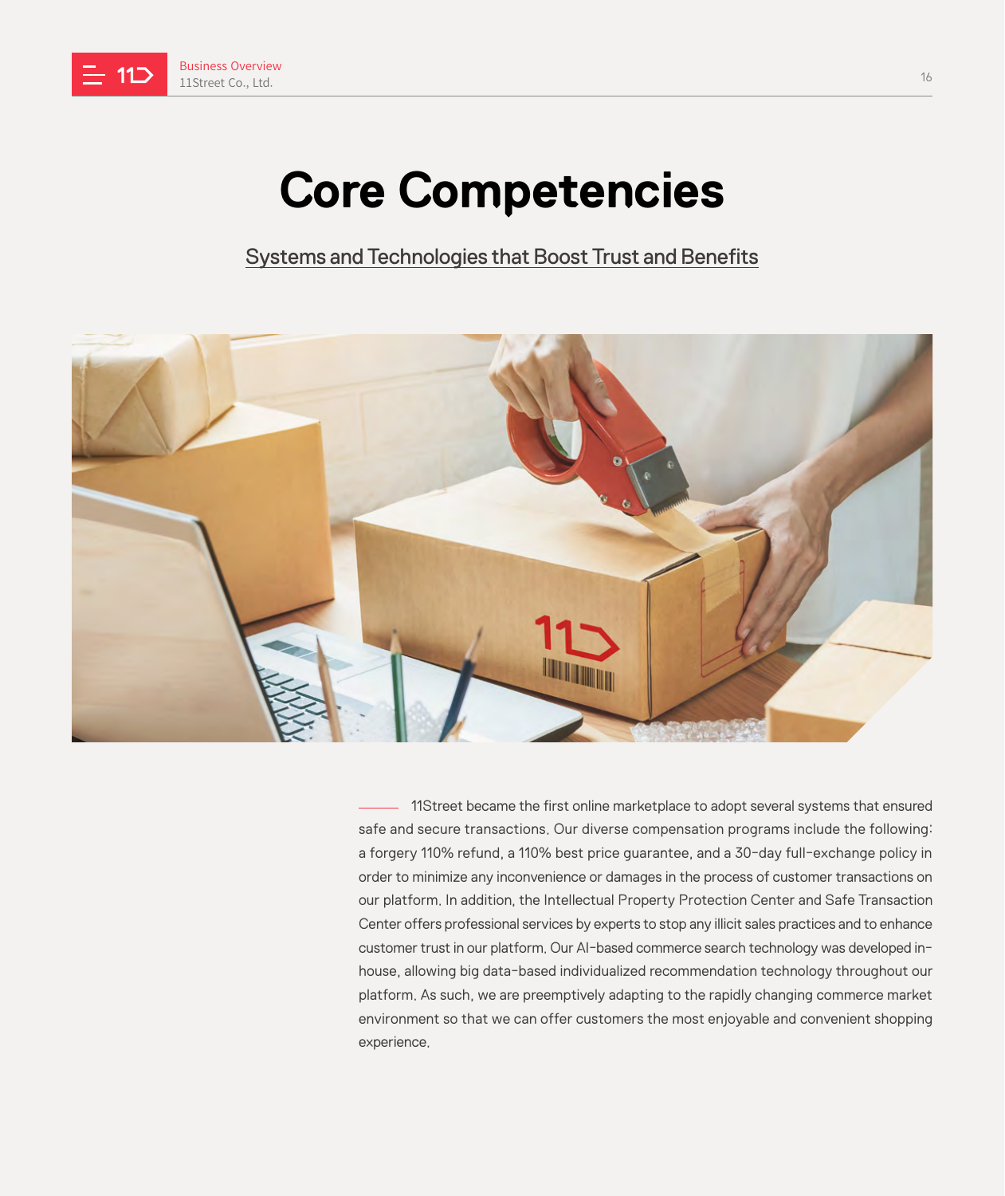# Core Competencies

## Systems and Technologies that Boost Trust and Benefits

11Street became the first online marketplace to adopt several systems that ensured safe and secure transactions. Our diverse compensation programs include the following: a forgery 110% refund, a 110% best price guarantee, and a 30-day full-exchange policy in order to minimize any inconvenience or damages in the process of customer transactions on our platform. In addition, the Intellectual Property Protection Center and Safe Transaction Center offers professional services by experts to stop any illicit sales practices and to enhance customer trust in our platform. Our AI-based commerce search technology was developed in-house, allowing big data-based individualized recommendation technology throughout our platform. As such, we are preemptively adapting to the rapidly changing commerce market environment so that we can offer customers the most enjoyable and convenient shopping experience.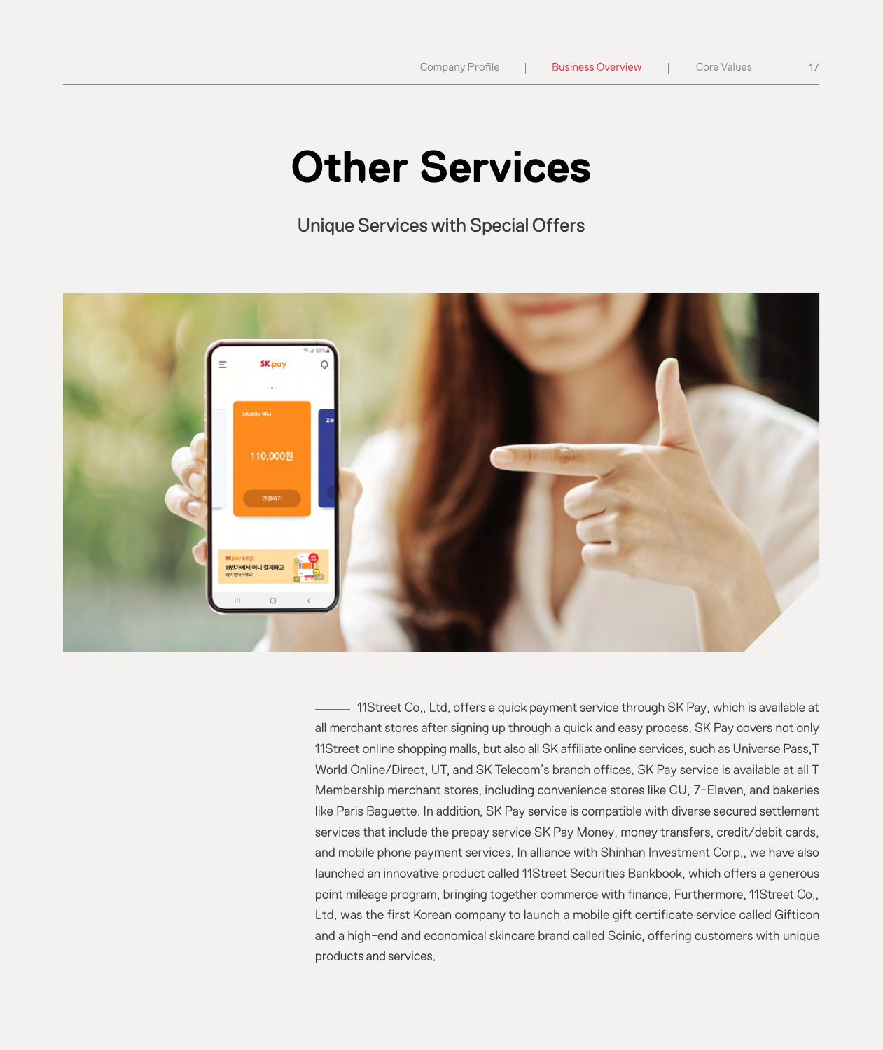# Other Services

## Unique Services with Special Offers

—— 11Street Co., Ltd. offers a quick payment service through SK Pay, which is available at all merchant stores after signing up through a quick and easy process. SK Pay covers not only 11Street online shopping malls, but also all SK affiliate online services, such as Universe Pass,T World Online/Direct, UT, and SK Telecom's branch offices. SK Pay service is available at all T Membership merchant stores, including convenience stores like CU, 7-Eleven, and bakeries like Paris Baguette. In addition, SK Pay service is compatible with diverse secured settlement services that include the prepay service SK Pay Money, money transfers, credit/debit cards, and mobile phone payment services. In alliance with Shinhan Investment Corp., we have also launched an innovative product called 11Street Securities Bankbook, which offers a generous point mileage program, bringing together commerce with finance. Furthermore, 11Street Co., Ltd. was the first Korean company to launch a mobile gift certificate service called Gifticon and a high-end and economical skincare brand called Scinic, offering customers with unique products and services.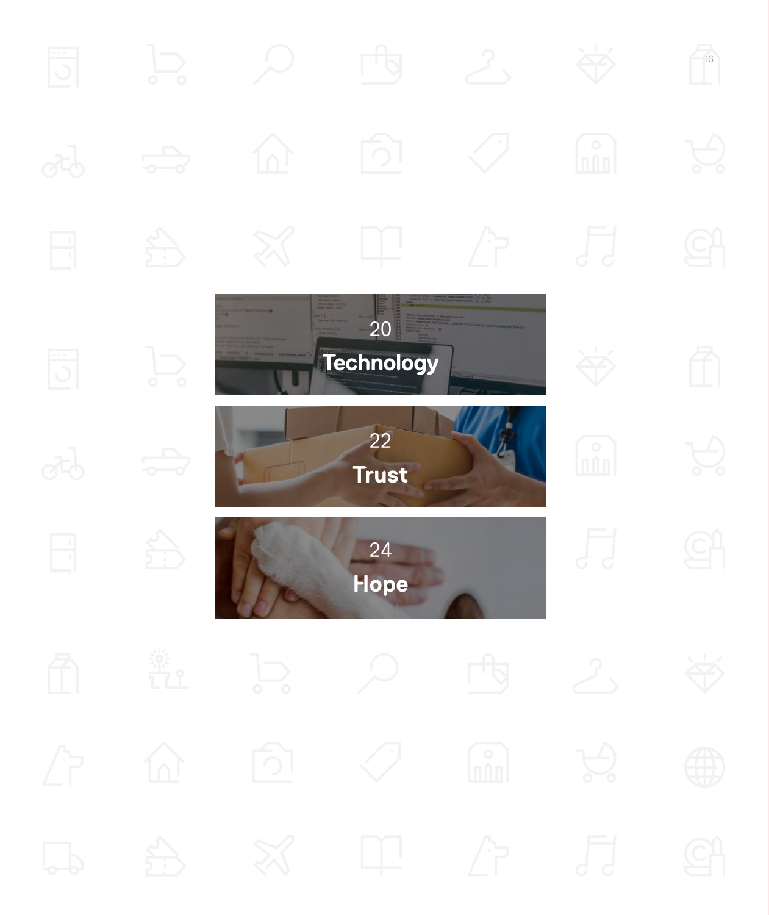20
**Technology**

22
**Trust**

24
**Hope**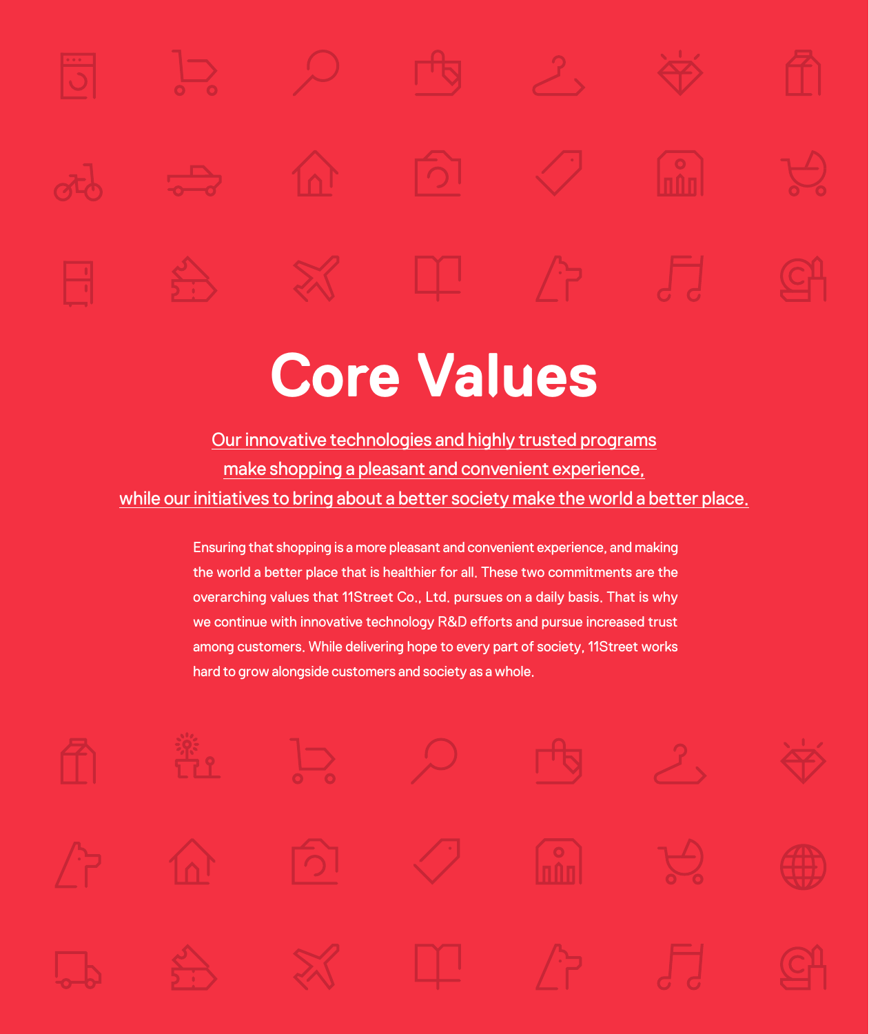# Core Values

Our innovative technologies and highly trusted programs
make shopping a pleasant and convenient experience,
while our initiatives to bring about a better society make the world a better place.

Ensuring that shopping is a more pleasant and convenient experience, and making the world a better place that is healthier for all. These two commitments are the overarching values that 11Street Co., Ltd. pursues on a daily basis. That is why we continue with innovative technology R&D efforts and pursue increased trust among customers. While delivering hope to every part of society, 11Street works hard to grow alongside customers and society as a whole.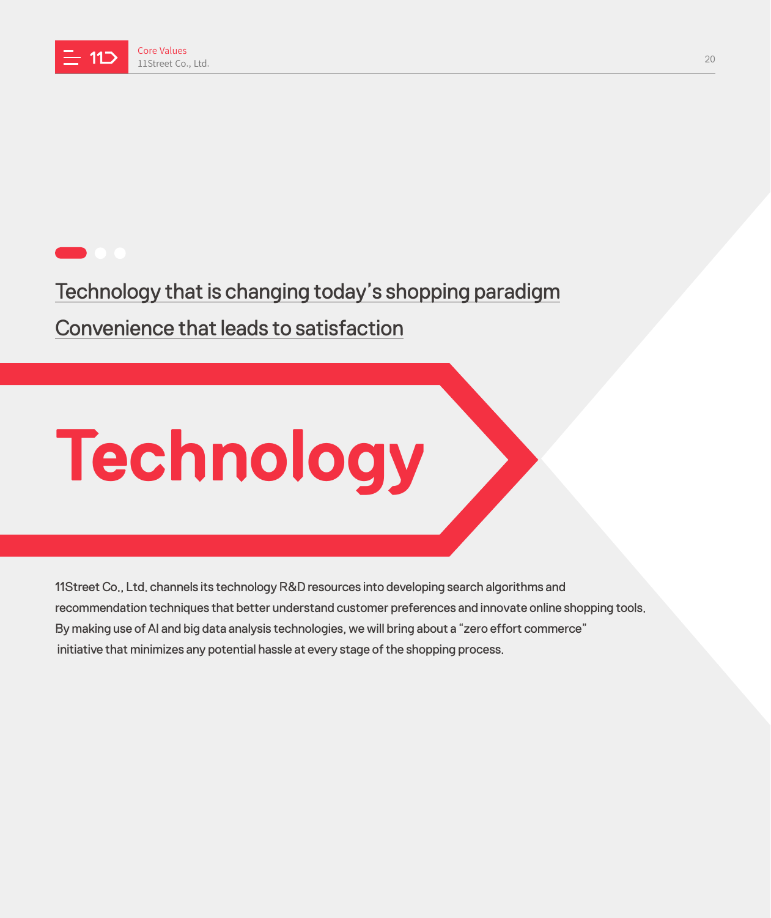Technology that is changing today's shopping paradigm

Convenience that leads to satisfaction

# Technology

11Street Co., Ltd. channels its technology R&D resources into developing search algorithms and recommendation techniques that better understand customer preferences and innovate online shopping tools. By making use of AI and big data analysis technologies, we will bring about a "zero effort commerce" initiative that minimizes any potential hassle at every stage of the shopping process.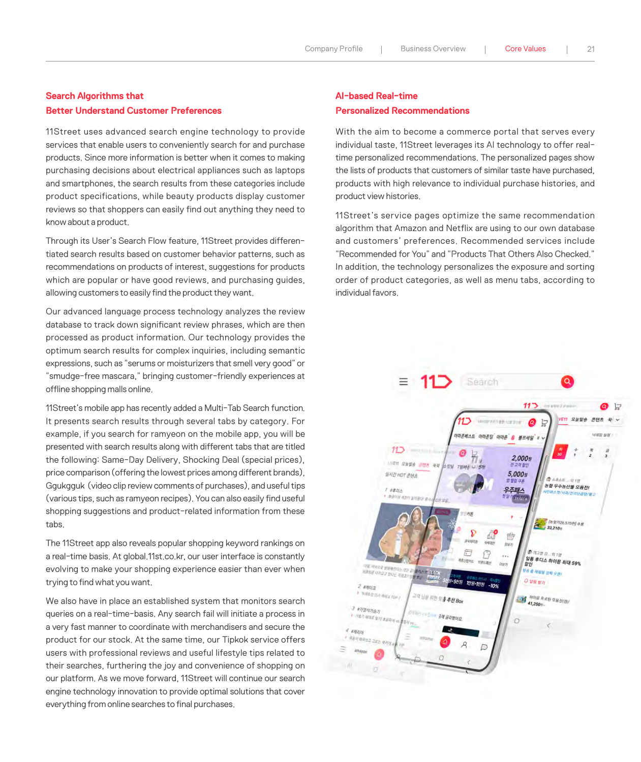## Search Algorithms that Better Understand Customer Preferences

11Street uses advanced search engine technology to provide services that enable users to conveniently search for and purchase products. Since more information is better when it comes to making purchasing decisions about electrical appliances such as laptops and smartphones, the search results from these categories include product specifications, while beauty products display customer reviews so that shoppers can easily find out anything they need to know about a product.

Through its User's Search Flow feature, 11Street provides differentiated search results based on customer behavior patterns, such as recommendations on products of interest, suggestions for products which are popular or have good reviews, and purchasing guides, allowing customers to easily find the product they want.

Our advanced language process technology analyzes the review database to track down significant review phrases, which are then processed as product information. Our technology provides the optimum search results for complex inquiries, including semantic expressions, such as "serums or moisturizers that smell very good" or "smudge-free mascara," bringing customer-friendly experiences at offline shopping malls online.

11Street's mobile app has recently added a Multi-Tab Search function. It presents search results through several tabs by category. For example, if you search for ramyeon on the mobile app, you will be presented with search results along with different tabs that are titled the following: Same-Day Delivery, Shocking Deal (special prices), price comparison (offering the lowest prices among different brands), Ggukgguk (video clip review comments of purchases), and useful tips (various tips, such as ramyeon recipes). You can also easily find useful shopping suggestions and product-related information from these tabs.

The 11Street app also reveals popular shopping keyword rankings on a real-time basis. At global.11st.co.kr, our user interface is constantly evolving to make your shopping experience easier than ever when trying to find what you want.

We also have in place an established system that monitors search queries on a real-time-basis. Any search fail will initiate a process in a very fast manner to coordinate with merchandisers and secure the product for our stock. At the same time, our Tipkok service offers users with professional reviews and useful lifestyle tips related to their searches, furthering the joy and convenience of shopping on our platform. As we move forward, 11Street will continue our search engine technology innovation to provide optimal solutions that cover everything from online searches to final purchases.

## AI-based Real-time Personalized Recommendations

With the aim to become a commerce portal that serves every individual taste, 11Street leverages its AI technology to offer real-time personalized recommendations. The personalized pages show the lists of products that customers of similar taste have purchased, products with high relevance to individual purchase histories, and product view histories.

11Street's service pages optimize the same recommendation algorithm that Amazon and Netflix are using to our own database and customers' preferences. Recommended services include "Recommended for You" and "Products That Others Also Checked." In addition, the technology personalizes the exposure and sorting order of product categories, as well as menu tabs, according to individual favors.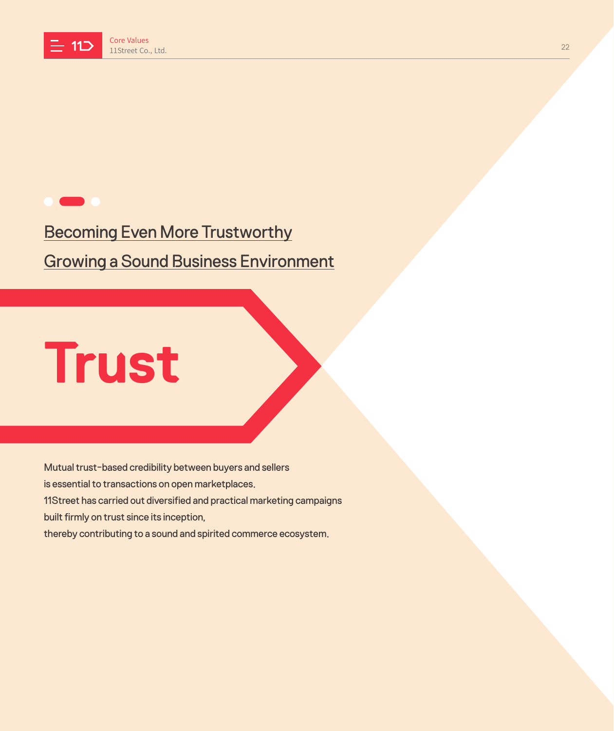Becoming Even More Trustworthy

Growing a Sound Business Environment

# Trust

Mutual trust-based credibility between buyers and sellers
is essential to transactions on open marketplaces.
11Street has carried out diversified and practical marketing campaigns
built firmly on trust since its inception,
thereby contributing to a sound and spirited commerce ecosystem.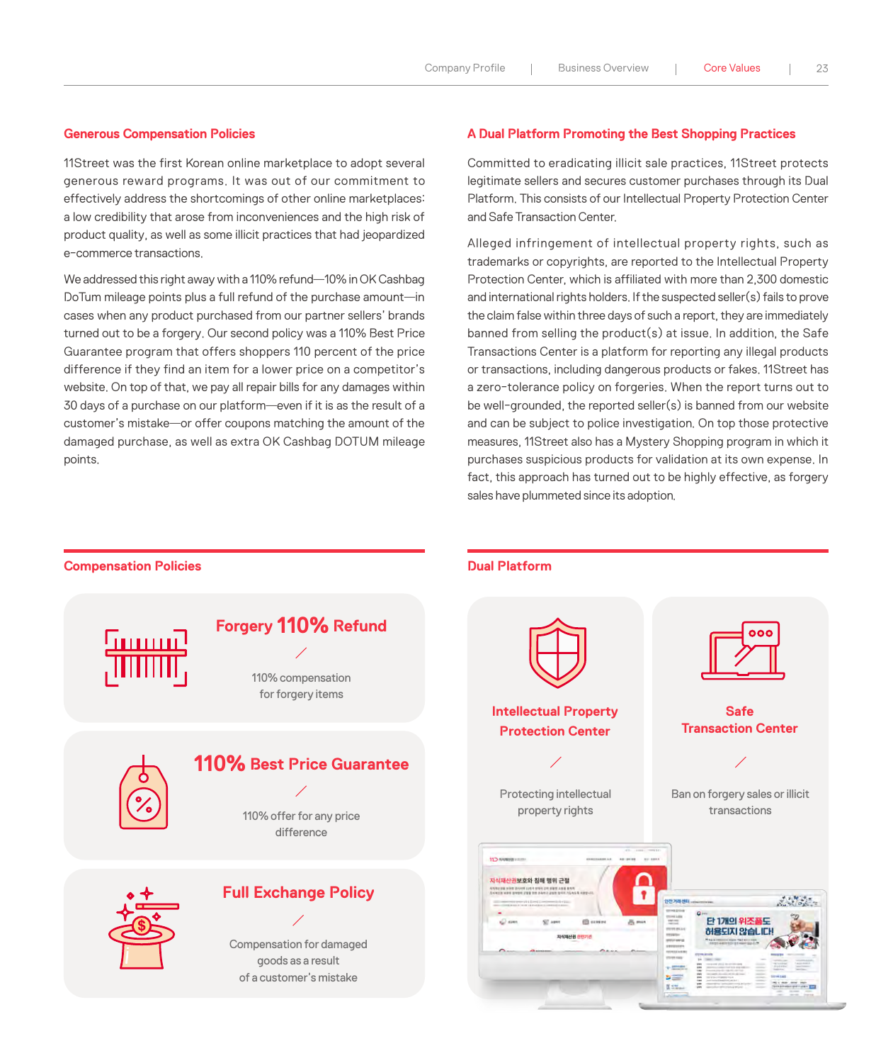## Generous Compensation Policies

11Street was the first Korean online marketplace to adopt several generous reward programs. It was out of our commitment to effectively address the shortcomings of other online marketplaces: a low credibility that arose from inconveniences and the high risk of product quality, as well as some illicit practices that had jeopardized e-commerce transactions.

We addressed this right away with a 110% refund—10% in OK Cashbag DoTum mileage points plus a full refund of the purchase amount—in cases when any product purchased from our partner sellers' brands turned out to be a forgery. Our second policy was a 110% Best Price Guarantee program that offers shoppers 110 percent of the price difference if they find an item for a lower price on a competitor's website. On top of that, we pay all repair bills for any damages within 30 days of a purchase on our platform—even if it is as the result of a customer's mistake—or offer coupons matching the amount of the damaged purchase, as well as extra OK Cashbag DOTUM mileage points.

## A Dual Platform Promoting the Best Shopping Practices

Committed to eradicating illicit sale practices, 11Street protects legitimate sellers and secures customer purchases through its Dual Platform. This consists of our Intellectual Property Protection Center and Safe Transaction Center.

Alleged infringement of intellectual property rights, such as trademarks or copyrights, are reported to the Intellectual Property Protection Center, which is affiliated with more than 2,300 domestic and international rights holders. If the suspected seller(s) fails to prove the claim false within three days of such a report, they are immediately banned from selling the product(s) at issue. In addition, the Safe Transactions Center is a platform for reporting any illegal products or transactions, including dangerous products or fakes. 11Street has a zero-tolerance policy on forgeries. When the report turns out to be well-grounded, the reported seller(s) is banned from our website and can be subject to police investigation. On top those protective measures, 11Street also has a Mystery Shopping program in which it purchases suspicious products for validation at its own expense. In fact, this approach has turned out to be highly effective, as forgery sales have plummeted since its adoption.

### Compensation Policies

**Forgery 110% Refund**

110% compensation for forgery items

**110% Best Price Guarantee**

110% offer for any price difference

**Full Exchange Policy**

Compensation for damaged goods as a result of a customer's mistake

### Dual Platform

**Intellectual Property Protection Center**

Protecting intellectual property rights

**Safe Transaction Center**

Ban on forgery sales or illicit transactions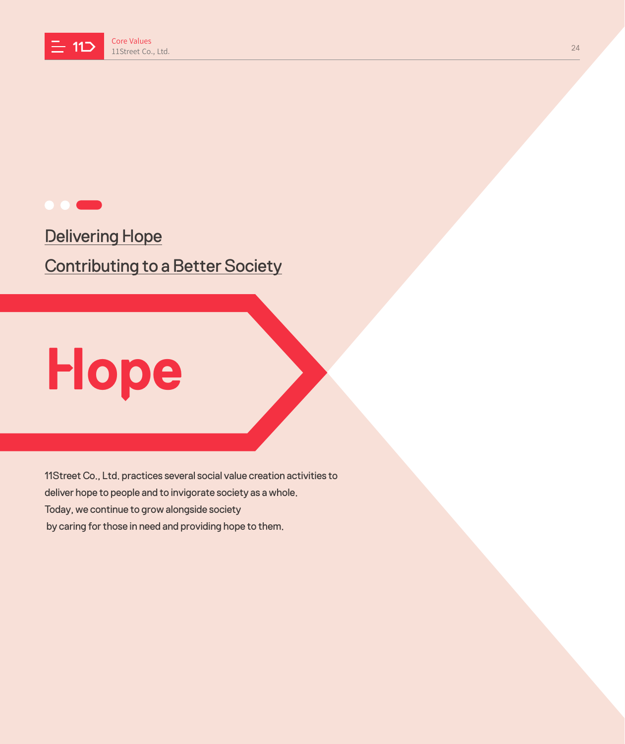Delivering Hope

Contributing to a Better Society

# Hope

11Street Co., Ltd. practices several social value creation activities to deliver hope to people and to invigorate society as a whole.
Today, we continue to grow alongside society by caring for those in need and providing hope to them.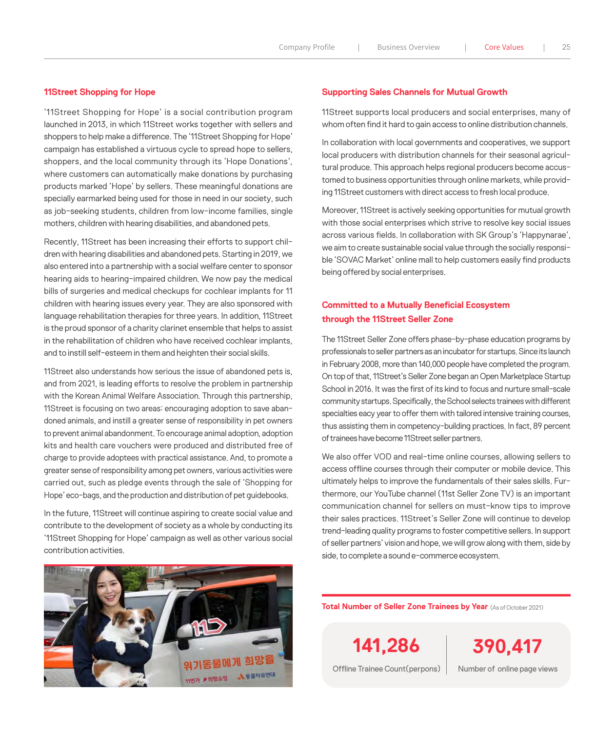## 11Street Shopping for Hope

'11Street Shopping for Hope' is a social contribution program launched in 2013, in which 11Street works together with sellers and shoppers to help make a difference. The '11Street Shopping for Hope' campaign has established a virtuous cycle to spread hope to sellers, shoppers, and the local community through its 'Hope Donations', where customers can automatically make donations by purchasing products marked 'Hope' by sellers. These meaningful donations are specially earmarked being used for those in need in our society, such as job-seeking students, children from low-income families, single mothers, children with hearing disabilities, and abandoned pets.

Recently, 11Street has been increasing their efforts to support children with hearing disabilities and abandoned pets. Starting in 2019, we also entered into a partnership with a social welfare center to sponsor hearing aids to hearing-impaired children. We now pay the medical bills of surgeries and medical checkups for cochlear implants for 11 children with hearing issues every year. They are also sponsored with language rehabilitation therapies for three years. In addition, 11Street is the proud sponsor of a charity clarinet ensemble that helps to assist in the rehabilitation of children who have received cochlear implants, and to instill self-esteem in them and heighten their social skills.

11Street also understands how serious the issue of abandoned pets is, and from 2021, is leading efforts to resolve the problem in partnership with the Korean Animal Welfare Association. Through this partnership, 11Street is focusing on two areas: encouraging adoption to save abandoned animals, and instill a greater sense of responsibility in pet owners to prevent animal abandonment. To encourage animal adoption, adoption kits and health care vouchers were produced and distributed free of charge to provide adoptees with practical assistance. And, to promote a greater sense of responsibility among pet owners, various activities were carried out, such as pledge events through the sale of 'Shopping for Hope' eco-bags, and the production and distribution of pet guidebooks.

In the future, 11Street will continue aspiring to create social value and contribute to the development of society as a whole by conducting its '11Street Shopping for Hope' campaign as well as other various social contribution activities.

## Supporting Sales Channels for Mutual Growth

11Street supports local producers and social enterprises, many of whom often find it hard to gain access to online distribution channels.

In collaboration with local governments and cooperatives, we support local producers with distribution channels for their seasonal agricultural produce. This approach helps regional producers become accustomed to business opportunities through online markets, while providing 11Street customers with direct access to fresh local produce.

Moreover, 11Street is actively seeking opportunities for mutual growth with those social enterprises which strive to resolve key social issues across various fields. In collaboration with SK Group's 'Happynarae', we aim to create sustainable social value through the socially responsible 'SOVAC Market' online mall to help customers easily find products being offered by social enterprises.

## Committed to a Mutually Beneficial Ecosystem through the 11Street Seller Zone

The 11Street Seller Zone offers phase-by-phase education programs by professionals to seller partners as an incubator for startups. Since its launch in February 2008, more than 140,000 people have completed the program. On top of that, 11Street's Seller Zone began an Open Marketplace Startup School in 2016. It was the first of its kind to focus and nurture small-scale community startups. Specifically, the School selects trainees with different specialties eacy year to offer them with tailored intensive training courses, thus assisting them in competency-building practices. In fact, 89 percent of trainees have become 11Street seller partners.

We also offer VOD and real-time online courses, allowing sellers to access offline courses through their computer or mobile device. This ultimately helps to improve the fundamentals of their sales skills. Furthermore, our YouTube channel (11st Seller Zone TV) is an important communication channel for sellers on must-know tips to improve their sales practices. 11Street's Seller Zone will continue to develop trend-leading quality programs to foster competitive sellers. In support of seller partners' vision and hope, we will grow along with them, side by side, to complete a sound e-commerce ecosystem.

**Total Number of Seller Zone Trainees by Year** (As of October 2021)

| 141,286 | 390,417 |
|---|---|
| Offline Trainee Count(perpons) | Number of online page views |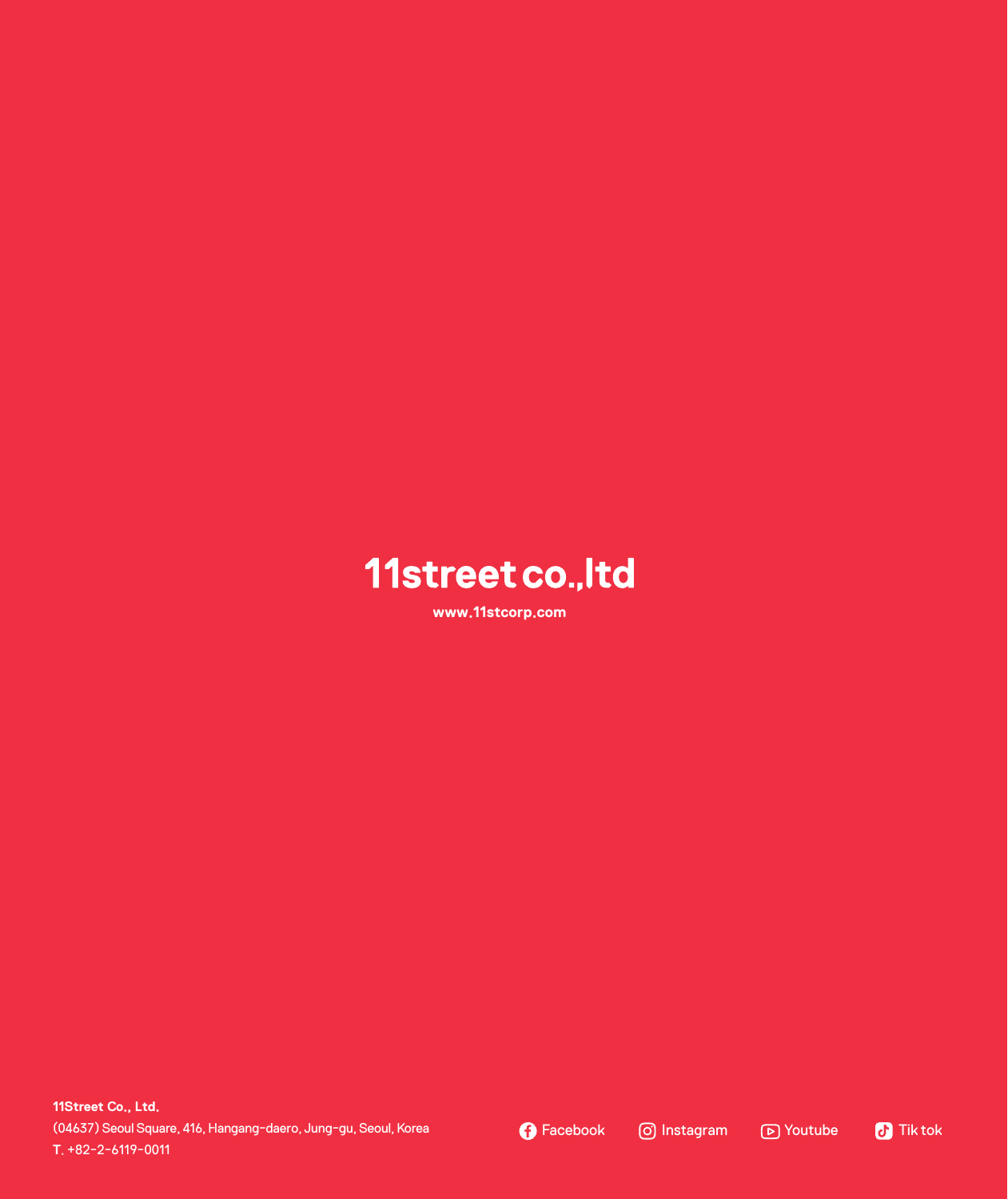# 11street co.,ltd

www.11stcorp.com

**11Street Co., Ltd.**
(04637) Seoul Square, 416, Hangang-daero, Jung-gu, Seoul, Korea
**T.** +82-2-6119-0011

Facebook Instagram Youtube Tik tok